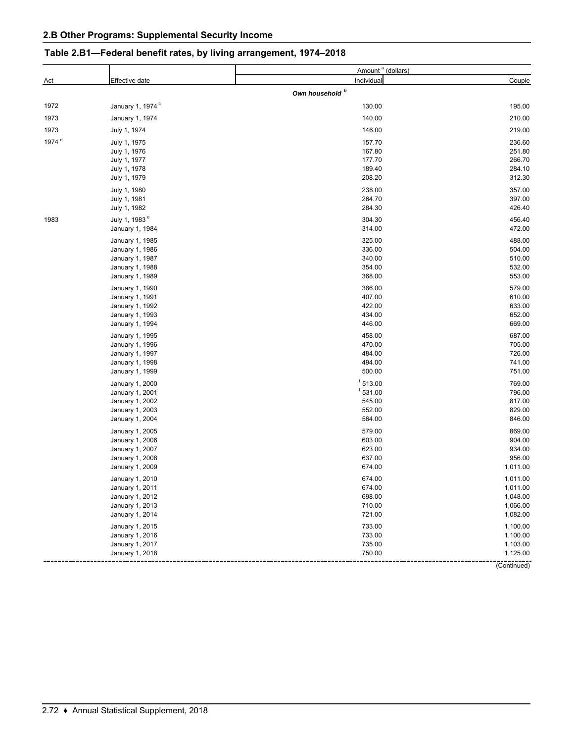## 2.B Other Programs: Supplemental Security Income

### Table 2.B1—Federal benefit rates, by living arrangement, 1974–2018

| Act | Effective date | Amount [a] (dollars) | |
|---|---|---|---|
| | | Individual | Couple |
| | | *Own household* [b] | |
| 1972 | January 1, 1974 [c] | 130.00 | 195.00 |
| 1973 | January 1, 1974 | 140.00 | 210.00 |
| 1973 | July 1, 1974 | 146.00 | 219.00 |
| 1974 [d] | July 1, 1975 | 157.70 | 236.60 |
| | July 1, 1976 | 167.80 | 251.80 |
| | July 1, 1977 | 177.70 | 266.70 |
| | July 1, 1978 | 189.40 | 284.10 |
| | July 1, 1979 | 208.20 | 312.30 |
| | July 1, 1980 | 238.00 | 357.00 |
| | July 1, 1981 | 264.70 | 397.00 |
| | July 1, 1982 | 284.30 | 426.40 |
| 1983 | July 1, 1983 [e] | 304.30 | 456.40 |
| | January 1, 1984 | 314.00 | 472.00 |
| | January 1, 1985 | 325.00 | 488.00 |
| | January 1, 1986 | 336.00 | 504.00 |
| | January 1, 1987 | 340.00 | 510.00 |
| | January 1, 1988 | 354.00 | 532.00 |
| | January 1, 1989 | 368.00 | 553.00 |
| | January 1, 1990 | 386.00 | 579.00 |
| | January 1, 1991 | 407.00 | 610.00 |
| | January 1, 1992 | 422.00 | 633.00 |
| | January 1, 1993 | 434.00 | 652.00 |
| | January 1, 1994 | 446.00 | 669.00 |
| | January 1, 1995 | 458.00 | 687.00 |
| | January 1, 1996 | 470.00 | 705.00 |
| | January 1, 1997 | 484.00 | 726.00 |
| | January 1, 1998 | 494.00 | 741.00 |
| | January 1, 1999 | 500.00 | 751.00 |
| | January 1, 2000 | [f] 513.00 | 769.00 |
| | January 1, 2001 | [f] 531.00 | 796.00 |
| | January 1, 2002 | 545.00 | 817.00 |
| | January 1, 2003 | 552.00 | 829.00 |
| | January 1, 2004 | 564.00 | 846.00 |
| | January 1, 2005 | 579.00 | 869.00 |
| | January 1, 2006 | 603.00 | 904.00 |
| | January 1, 2007 | 623.00 | 934.00 |
| | January 1, 2008 | 637.00 | 956.00 |
| | January 1, 2009 | 674.00 | 1,011.00 |
| | January 1, 2010 | 674.00 | 1,011.00 |
| | January 1, 2011 | 674.00 | 1,011.00 |
| | January 1, 2012 | 698.00 | 1,048.00 |
| | January 1, 2013 | 710.00 | 1,066.00 |
| | January 1, 2014 | 721.00 | 1,082.00 |
| | January 1, 2015 | 733.00 | 1,100.00 |
| | January 1, 2016 | 733.00 | 1,100.00 |
| | January 1, 2017 | 735.00 | 1,103.00 |
| | January 1, 2018 | 750.00 | 1,125.00 |

(Continued)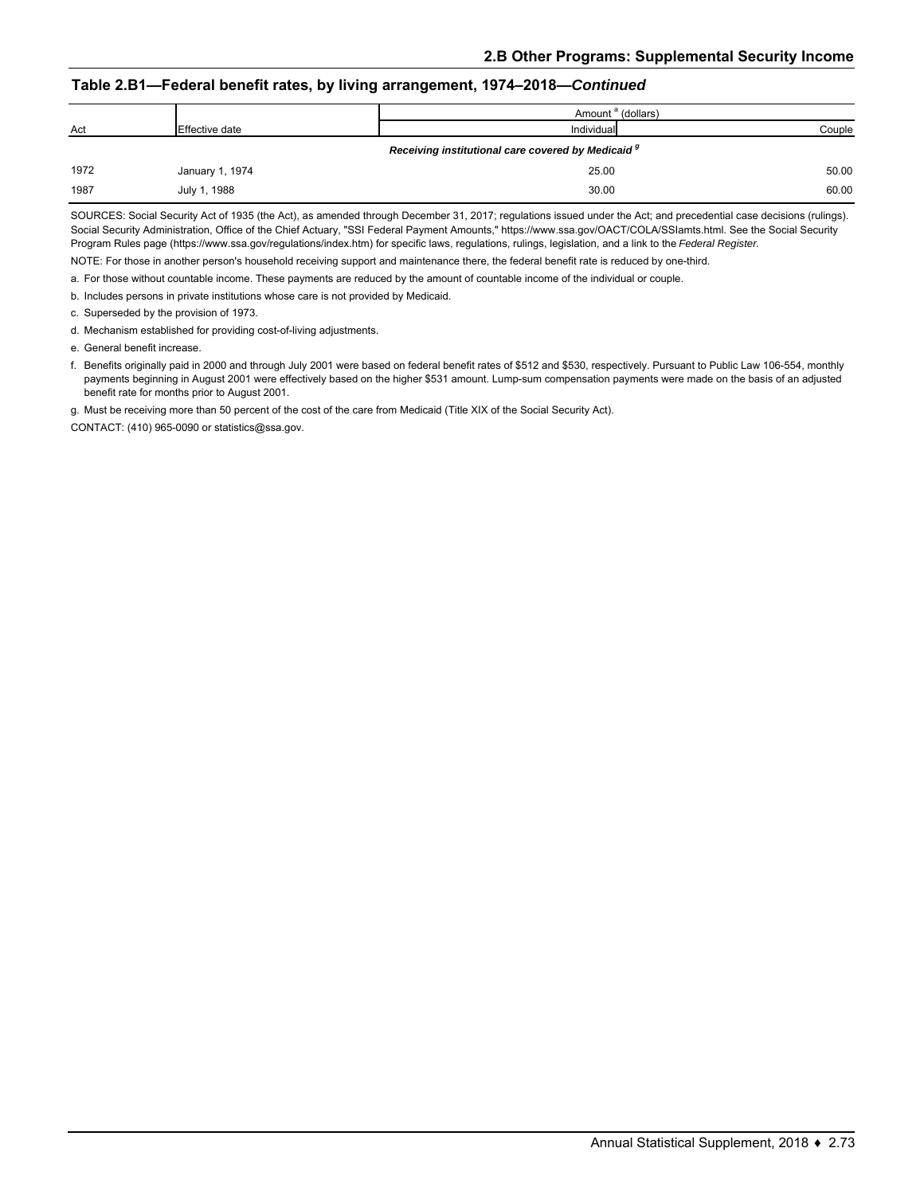## Table 2.B1—Federal benefit rates, by living arrangement, 1974–2018—*Continued*

| Act | Effective date | Amount [a] (dollars) | |
|---|---|---|---|
| | | Individual | Couple |
| | | ***Receiving institutional care covered by Medicaid [g]*** | |
| 1972 | January 1, 1974 | 25.00 | 50.00 |
| 1987 | July 1, 1988 | 30.00 | 60.00 |

SOURCES: Social Security Act of 1935 (the Act), as amended through December 31, 2017; regulations issued under the Act; and precedential case decisions (rulings). Social Security Administration, Office of the Chief Actuary, "SSI Federal Payment Amounts," https://www.ssa.gov/OACT/COLA/SSIamts.html. See the Social Security Program Rules page (https://www.ssa.gov/regulations/index.htm) for specific laws, regulations, rulings, legislation, and a link to the *Federal Register.*

NOTE: For those in another person's household receiving support and maintenance there, the federal benefit rate is reduced by one-third.

a. For those without countable income. These payments are reduced by the amount of countable income of the individual or couple.

b. Includes persons in private institutions whose care is not provided by Medicaid.

c. Superseded by the provision of 1973.

d. Mechanism established for providing cost-of-living adjustments.

e. General benefit increase.

f. Benefits originally paid in 2000 and through July 2001 were based on federal benefit rates of $512 and $530, respectively. Pursuant to Public Law 106-554, monthly payments beginning in August 2001 were effectively based on the higher $531 amount. Lump-sum compensation payments were made on the basis of an adjusted benefit rate for months prior to August 2001.

g. Must be receiving more than 50 percent of the cost of the care from Medicaid (Title XIX of the Social Security Act).

CONTACT: (410) 965-0090 or statistics@ssa.gov.